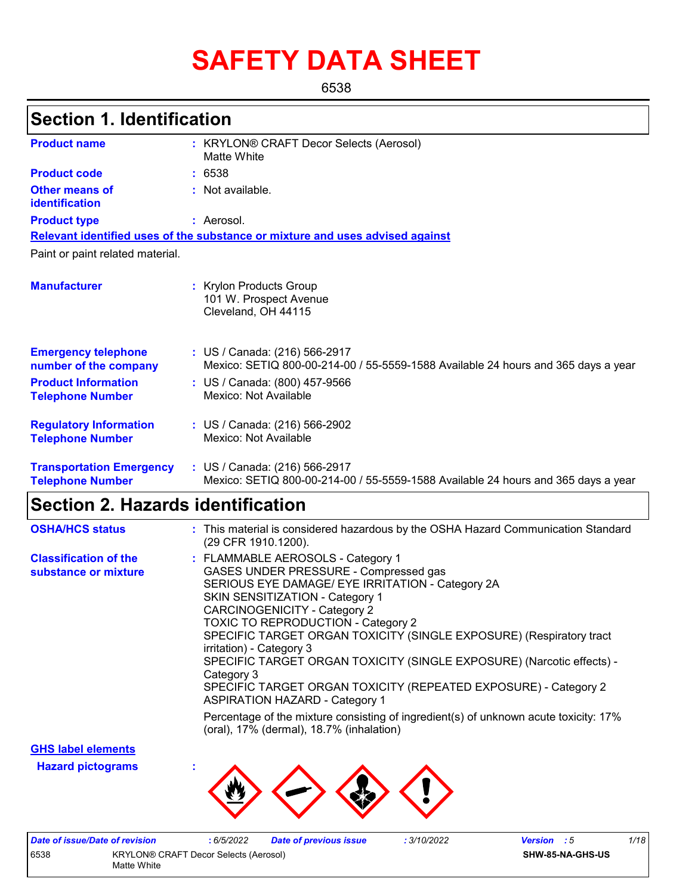# SAFETY DATA SHEET

6538

## Section 1. Identification

**Product name** : KRYLON® CRAFT Decor Selects (Aerosol) Matte White

**Product code** : 6538

**Other means of identification** : Not available.

**Product type** : Aerosol.

**Relevant identified uses of the substance or mixture and uses advised against**

Paint or paint related material.

**Manufacturer** : Krylon Products Group
101 W. Prospect Avenue
Cleveland, OH 44115

**Emergency telephone number of the company** : US / Canada: (216) 566-2917
Mexico: SETIQ 800-00-214-00 / 55-5559-1588 Available 24 hours and 365 days a year

**Product Information Telephone Number** : US / Canada: (800) 457-9566
Mexico: Not Available

**Regulatory Information Telephone Number** : US / Canada: (216) 566-2902
Mexico: Not Available

**Transportation Emergency Telephone Number** : US / Canada: (216) 566-2917
Mexico: SETIQ 800-00-214-00 / 55-5559-1588 Available 24 hours and 365 days a year

## Section 2. Hazards identification

**OSHA/HCS status** : This material is considered hazardous by the OSHA Hazard Communication Standard (29 CFR 1910.1200).

**Classification of the substance or mixture** : FLAMMABLE AEROSOLS - Category 1
GASES UNDER PRESSURE - Compressed gas
SERIOUS EYE DAMAGE/ EYE IRRITATION - Category 2A
SKIN SENSITIZATION - Category 1
CARCINOGENICITY - Category 2
TOXIC TO REPRODUCTION - Category 2
SPECIFIC TARGET ORGAN TOXICITY (SINGLE EXPOSURE) (Respiratory tract irritation) - Category 3
SPECIFIC TARGET ORGAN TOXICITY (SINGLE EXPOSURE) (Narcotic effects) - Category 3
SPECIFIC TARGET ORGAN TOXICITY (REPEATED EXPOSURE) - Category 2
ASPIRATION HAZARD - Category 1

Percentage of the mixture consisting of ingredient(s) of unknown acute toxicity: 17% (oral), 17% (dermal), 18.7% (inhalation)

**GHS label elements**

**Hazard pictograms** :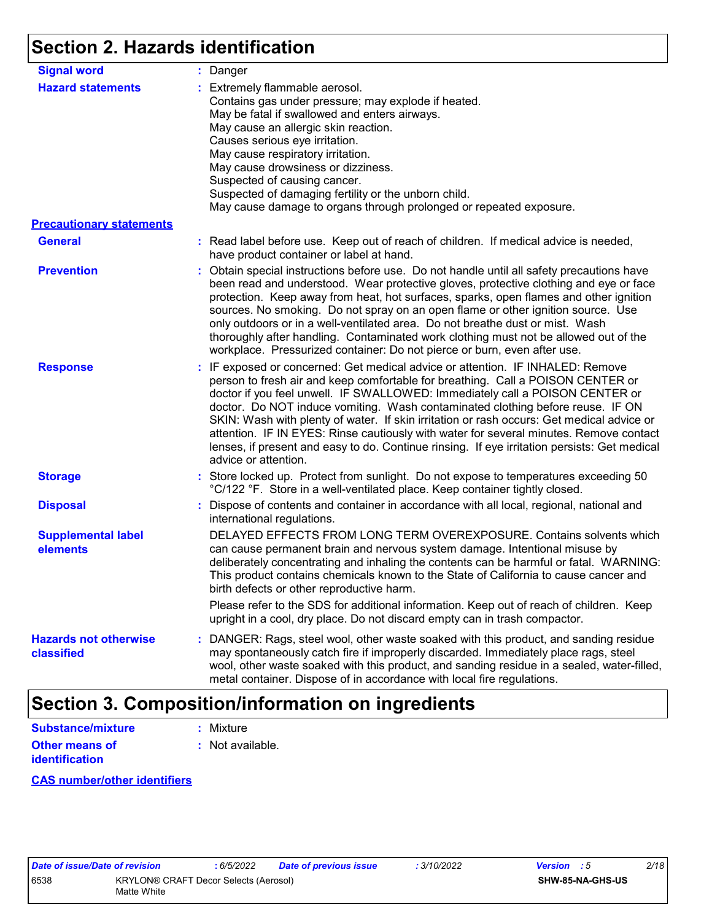## Section 2. Hazards identification

**Signal word** : Danger

**Hazard statements** : Extremely flammable aerosol.
Contains gas under pressure; may explode if heated.
May be fatal if swallowed and enters airways.
May cause an allergic skin reaction.
Causes serious eye irritation.
May cause respiratory irritation.
May cause drowsiness or dizziness.
Suspected of causing cancer.
Suspected of damaging fertility or the unborn child.
May cause damage to organs through prolonged or repeated exposure.

**Precautionary statements**

**General** : Read label before use. Keep out of reach of children. If medical advice is needed, have product container or label at hand.

**Prevention** : Obtain special instructions before use. Do not handle until all safety precautions have been read and understood. Wear protective gloves, protective clothing and eye or face protection. Keep away from heat, hot surfaces, sparks, open flames and other ignition sources. No smoking. Do not spray on an open flame or other ignition source. Use only outdoors or in a well-ventilated area. Do not breathe dust or mist. Wash thoroughly after handling. Contaminated work clothing must not be allowed out of the workplace. Pressurized container: Do not pierce or burn, even after use.

**Response** : IF exposed or concerned: Get medical advice or attention. IF INHALED: Remove person to fresh air and keep comfortable for breathing. Call a POISON CENTER or doctor if you feel unwell. IF SWALLOWED: Immediately call a POISON CENTER or doctor. Do NOT induce vomiting. Wash contaminated clothing before reuse. IF ON SKIN: Wash with plenty of water. If skin irritation or rash occurs: Get medical advice or attention. IF IN EYES: Rinse cautiously with water for several minutes. Remove contact lenses, if present and easy to do. Continue rinsing. If eye irritation persists: Get medical advice or attention.

**Storage** : Store locked up. Protect from sunlight. Do not expose to temperatures exceeding 50 °C/122 °F. Store in a well-ventilated place. Keep container tightly closed.

**Disposal** : Dispose of contents and container in accordance with all local, regional, national and international regulations.

**Supplemental label elements** DELAYED EFFECTS FROM LONG TERM OVEREXPOSURE. Contains solvents which can cause permanent brain and nervous system damage. Intentional misuse by deliberately concentrating and inhaling the contents can be harmful or fatal. WARNING: This product contains chemicals known to the State of California to cause cancer and birth defects or other reproductive harm.

Please refer to the SDS for additional information. Keep out of reach of children. Keep upright in a cool, dry place. Do not discard empty can in trash compactor.

**Hazards not otherwise classified** : DANGER: Rags, steel wool, other waste soaked with this product, and sanding residue may spontaneously catch fire if improperly discarded. Immediately place rags, steel wool, other waste soaked with this product, and sanding residue in a sealed, water-filled, metal container. Dispose of in accordance with local fire regulations.

## Section 3. Composition/information on ingredients

**Substance/mixture** : Mixture

**Other means of identification** : Not available.

**CAS number/other identifiers**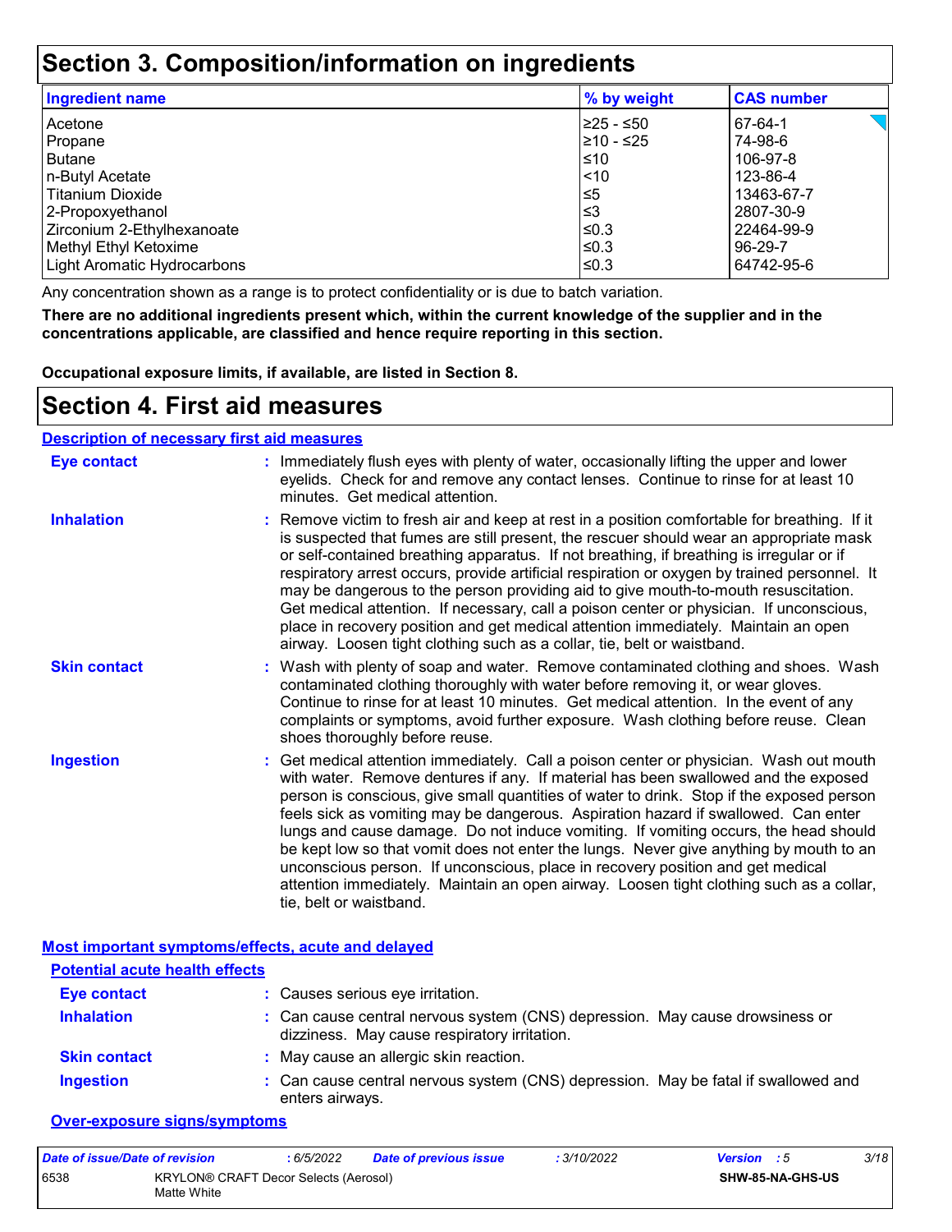# Section 3. Composition/information on ingredients

| Ingredient name | % by weight | CAS number |
|---|---|---|
| Acetone | ≥25 - ≤50 | 67-64-1 |
| Propane | ≥10 - ≤25 | 74-98-6 |
| Butane | ≤10 | 106-97-8 |
| n-Butyl Acetate | <10 | 123-86-4 |
| Titanium Dioxide | ≤5 | 13463-67-7 |
| 2-Propoxyethanol | ≤3 | 2807-30-9 |
| Zirconium 2-Ethylhexanoate | ≤0.3 | 22464-99-9 |
| Methyl Ethyl Ketoxime | ≤0.3 | 96-29-7 |
| Light Aromatic Hydrocarbons | ≤0.3 | 64742-95-6 |

Any concentration shown as a range is to protect confidentiality or is due to batch variation.

**There are no additional ingredients present which, within the current knowledge of the supplier and in the concentrations applicable, are classified and hence require reporting in this section.**

**Occupational exposure limits, if available, are listed in Section 8.**

# Section 4. First aid measures

**Description of necessary first aid measures**

**Eye contact** : Immediately flush eyes with plenty of water, occasionally lifting the upper and lower eyelids. Check for and remove any contact lenses. Continue to rinse for at least 10 minutes. Get medical attention.

**Inhalation** : Remove victim to fresh air and keep at rest in a position comfortable for breathing. If it is suspected that fumes are still present, the rescuer should wear an appropriate mask or self-contained breathing apparatus. If not breathing, if breathing is irregular or if respiratory arrest occurs, provide artificial respiration or oxygen by trained personnel. It may be dangerous to the person providing aid to give mouth-to-mouth resuscitation. Get medical attention. If necessary, call a poison center or physician. If unconscious, place in recovery position and get medical attention immediately. Maintain an open airway. Loosen tight clothing such as a collar, tie, belt or waistband.

**Skin contact** : Wash with plenty of soap and water. Remove contaminated clothing and shoes. Wash contaminated clothing thoroughly with water before removing it, or wear gloves. Continue to rinse for at least 10 minutes. Get medical attention. In the event of any complaints or symptoms, avoid further exposure. Wash clothing before reuse. Clean shoes thoroughly before reuse.

**Ingestion** : Get medical attention immediately. Call a poison center or physician. Wash out mouth with water. Remove dentures if any. If material has been swallowed and the exposed person is conscious, give small quantities of water to drink. Stop if the exposed person feels sick as vomiting may be dangerous. Aspiration hazard if swallowed. Can enter lungs and cause damage. Do not induce vomiting. If vomiting occurs, the head should be kept low so that vomit does not enter the lungs. Never give anything by mouth to an unconscious person. If unconscious, place in recovery position and get medical attention immediately. Maintain an open airway. Loosen tight clothing such as a collar, tie, belt or waistband.

**Most important symptoms/effects, acute and delayed**

**Potential acute health effects**

**Eye contact** : Causes serious eye irritation.

**Inhalation** : Can cause central nervous system (CNS) depression. May cause drowsiness or dizziness. May cause respiratory irritation.

**Skin contact** : May cause an allergic skin reaction.

**Ingestion** : Can cause central nervous system (CNS) depression. May be fatal if swallowed and enters airways.

**Over-exposure signs/symptoms**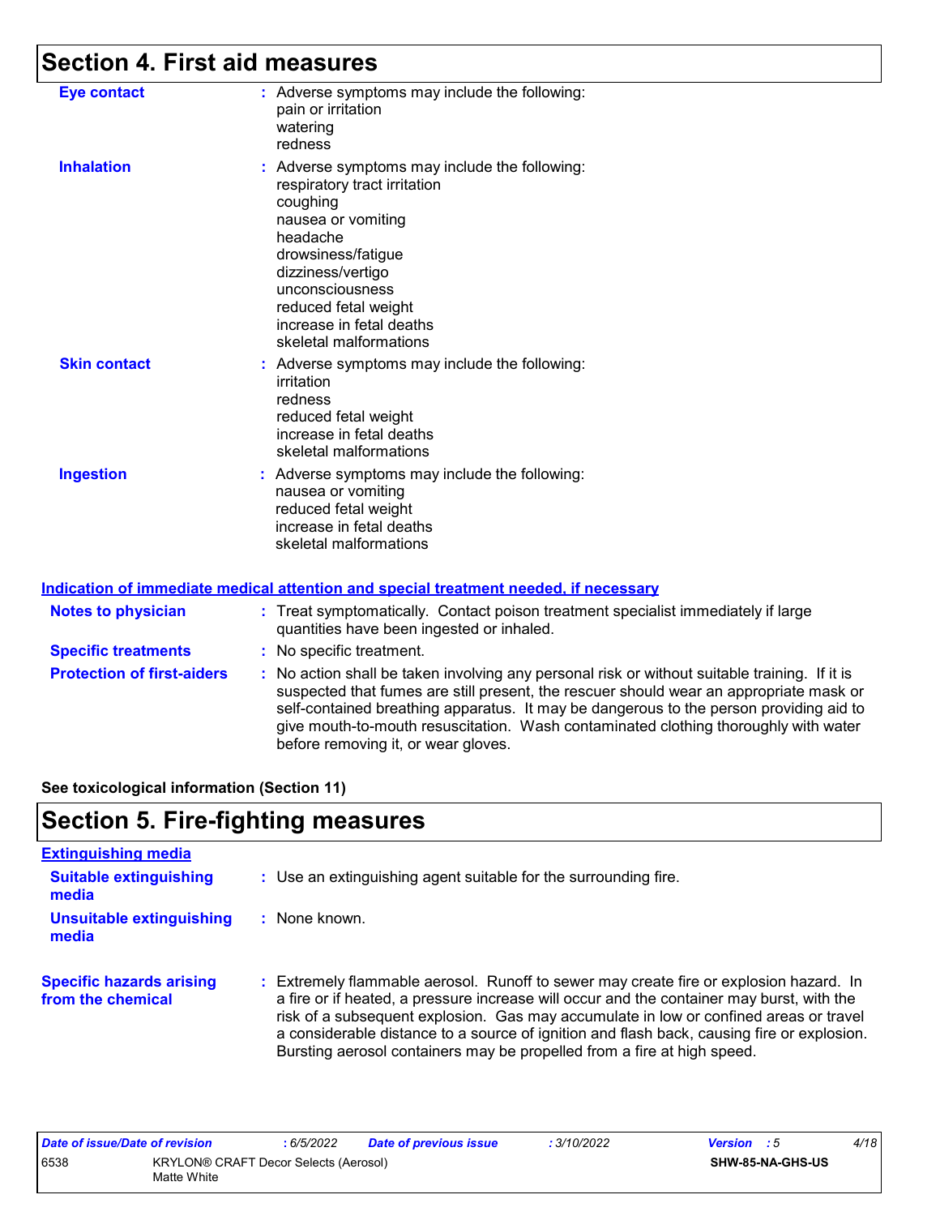## Section 4. First aid measures

**Eye contact** : Adverse symptoms may include the following:
pain or irritation
watering
redness

**Inhalation** : Adverse symptoms may include the following:
respiratory tract irritation
coughing
nausea or vomiting
headache
drowsiness/fatigue
dizziness/vertigo
unconsciousness
reduced fetal weight
increase in fetal deaths
skeletal malformations

**Skin contact** : Adverse symptoms may include the following:
irritation
redness
reduced fetal weight
increase in fetal deaths
skeletal malformations

**Ingestion** : Adverse symptoms may include the following:
nausea or vomiting
reduced fetal weight
increase in fetal deaths
skeletal malformations

### Indication of immediate medical attention and special treatment needed, if necessary

**Notes to physician** : Treat symptomatically. Contact poison treatment specialist immediately if large quantities have been ingested or inhaled.

**Specific treatments** : No specific treatment.

**Protection of first-aiders** : No action shall be taken involving any personal risk or without suitable training. If it is suspected that fumes are still present, the rescuer should wear an appropriate mask or self-contained breathing apparatus. It may be dangerous to the person providing aid to give mouth-to-mouth resuscitation. Wash contaminated clothing thoroughly with water before removing it, or wear gloves.

**See toxicological information (Section 11)**

## Section 5. Fire-fighting measures

### Extinguishing media

**Suitable extinguishing media** : Use an extinguishing agent suitable for the surrounding fire.

**Unsuitable extinguishing media** : None known.

**Specific hazards arising from the chemical** : Extremely flammable aerosol. Runoff to sewer may create fire or explosion hazard. In a fire or if heated, a pressure increase will occur and the container may burst, with the risk of a subsequent explosion. Gas may accumulate in low or confined areas or travel a considerable distance to a source of ignition and flash back, causing fire or explosion. Bursting aerosol containers may be propelled from a fire at high speed.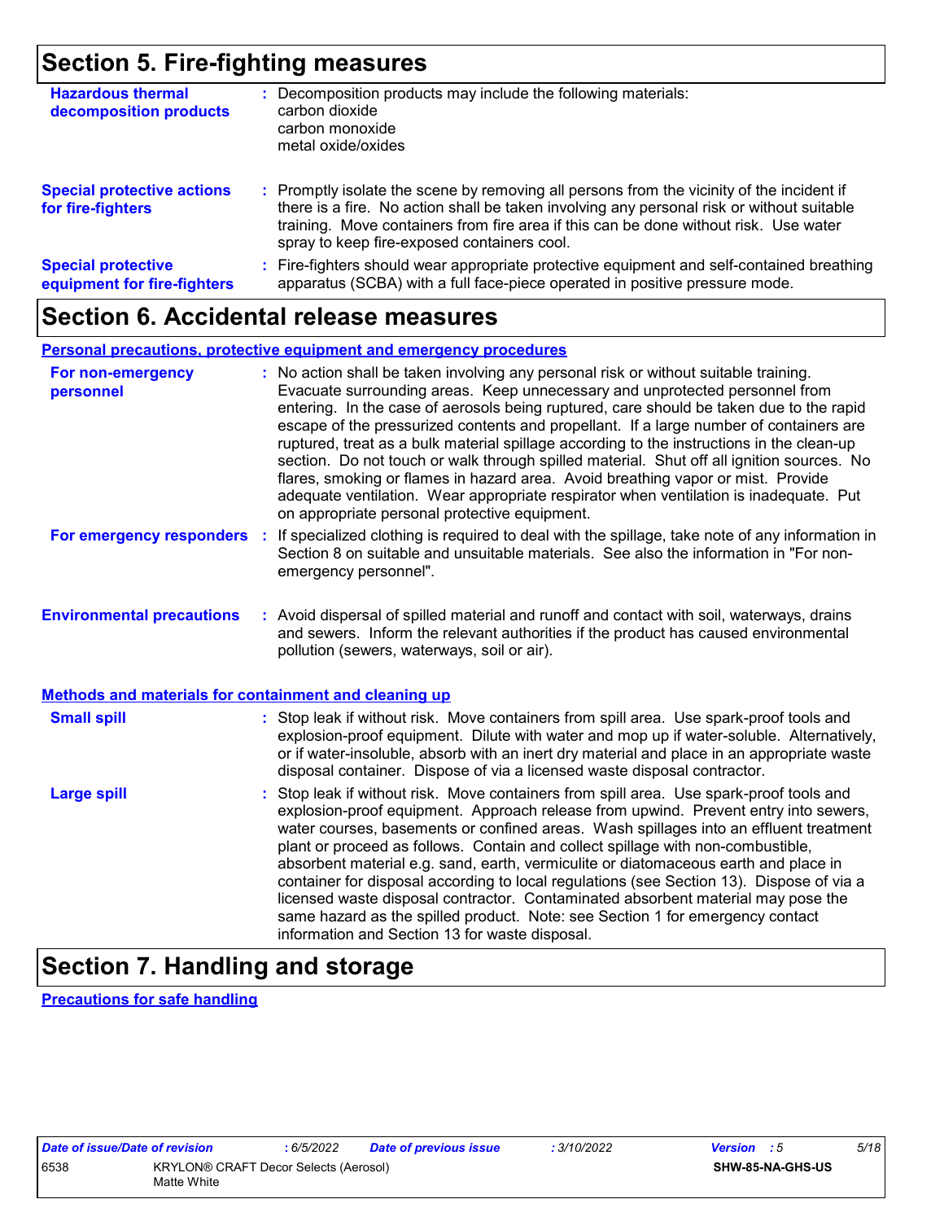## Section 5. Fire-fighting measures

| | |
|---|---|
| **Hazardous thermal decomposition products** | Decomposition products may include the following materials:<br>carbon dioxide<br>carbon monoxide<br>metal oxide/oxides |
| **Special protective actions for fire-fighters** | Promptly isolate the scene by removing all persons from the vicinity of the incident if there is a fire. No action shall be taken involving any personal risk or without suitable training. Move containers from fire area if this can be done without risk. Use water spray to keep fire-exposed containers cool. |
| **Special protective equipment for fire-fighters** | Fire-fighters should wear appropriate protective equipment and self-contained breathing apparatus (SCBA) with a full face-piece operated in positive pressure mode. |

## Section 6. Accidental release measures

**Personal precautions, protective equipment and emergency procedures**

| | |
|---|---|
| **For non-emergency personnel** | No action shall be taken involving any personal risk or without suitable training. Evacuate surrounding areas. Keep unnecessary and unprotected personnel from entering. In the case of aerosols being ruptured, care should be taken due to the rapid escape of the pressurized contents and propellant. If a large number of containers are ruptured, treat as a bulk material spillage according to the instructions in the clean-up section. Do not touch or walk through spilled material. Shut off all ignition sources. No flares, smoking or flames in hazard area. Avoid breathing vapor or mist. Provide adequate ventilation. Wear appropriate respirator when ventilation is inadequate. Put on appropriate personal protective equipment. |
| **For emergency responders** | If specialized clothing is required to deal with the spillage, take note of any information in Section 8 on suitable and unsuitable materials. See also the information in "For non-emergency personnel". |
| **Environmental precautions** | Avoid dispersal of spilled material and runoff and contact with soil, waterways, drains and sewers. Inform the relevant authorities if the product has caused environmental pollution (sewers, waterways, soil or air). |

**Methods and materials for containment and cleaning up**

| | |
|---|---|
| **Small spill** | Stop leak if without risk. Move containers from spill area. Use spark-proof tools and explosion-proof equipment. Dilute with water and mop up if water-soluble. Alternatively, or if water-insoluble, absorb with an inert dry material and place in an appropriate waste disposal container. Dispose of via a licensed waste disposal contractor. |
| **Large spill** | Stop leak if without risk. Move containers from spill area. Use spark-proof tools and explosion-proof equipment. Approach release from upwind. Prevent entry into sewers, water courses, basements or confined areas. Wash spillages into an effluent treatment plant or proceed as follows. Contain and collect spillage with non-combustible, absorbent material e.g. sand, earth, vermiculite or diatomaceous earth and place in container for disposal according to local regulations (see Section 13). Dispose of via a licensed waste disposal contractor. Contaminated absorbent material may pose the same hazard as the spilled product. Note: see Section 1 for emergency contact information and Section 13 for waste disposal. |

## Section 7. Handling and storage

**Precautions for safe handling**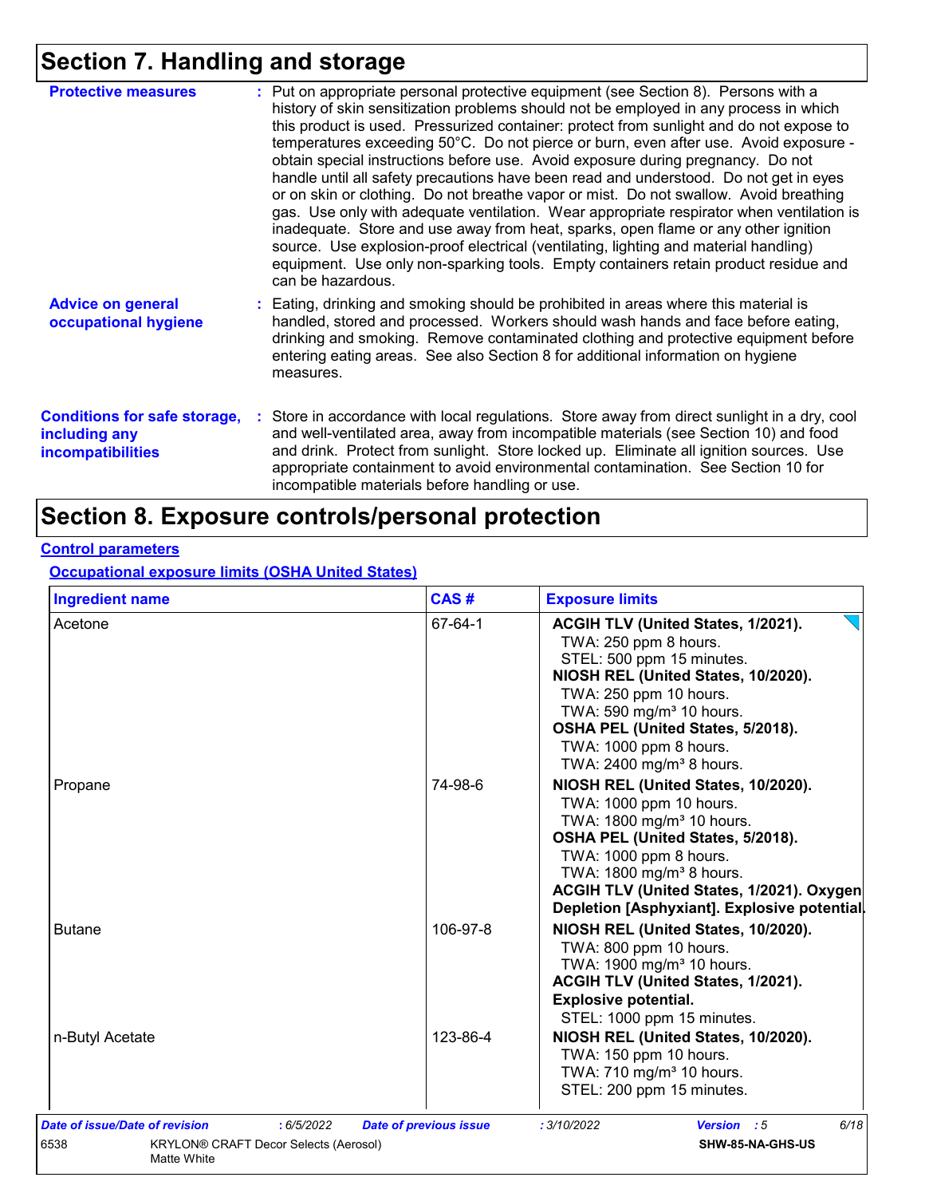# Section 7. Handling and storage

**Protective measures** : Put on appropriate personal protective equipment (see Section 8). Persons with a history of skin sensitization problems should not be employed in any process in which this product is used. Pressurized container: protect from sunlight and do not expose to temperatures exceeding 50°C. Do not pierce or burn, even after use. Avoid exposure - obtain special instructions before use. Avoid exposure during pregnancy. Do not handle until all safety precautions have been read and understood. Do not get in eyes or on skin or clothing. Do not breathe vapor or mist. Do not swallow. Avoid breathing gas. Use only with adequate ventilation. Wear appropriate respirator when ventilation is inadequate. Store and use away from heat, sparks, open flame or any other ignition source. Use explosion-proof electrical (ventilating, lighting and material handling) equipment. Use only non-sparking tools. Empty containers retain product residue and can be hazardous.

**Advice on general occupational hygiene** : Eating, drinking and smoking should be prohibited in areas where this material is handled, stored and processed. Workers should wash hands and face before eating, drinking and smoking. Remove contaminated clothing and protective equipment before entering eating areas. See also Section 8 for additional information on hygiene measures.

**Conditions for safe storage, including any incompatibilities** : Store in accordance with local regulations. Store away from direct sunlight in a dry, cool and well-ventilated area, away from incompatible materials (see Section 10) and food and drink. Protect from sunlight. Store locked up. Eliminate all ignition sources. Use appropriate containment to avoid environmental contamination. See Section 10 for incompatible materials before handling or use.

# Section 8. Exposure controls/personal protection

## Control parameters

### Occupational exposure limits (OSHA United States)

| Ingredient name | CAS # | Exposure limits |
|---|---|---|
| Acetone | 67-64-1 | **ACGIH TLV (United States, 1/2021).**<br>TWA: 250 ppm 8 hours.<br>STEL: 500 ppm 15 minutes.<br>**NIOSH REL (United States, 10/2020).**<br>TWA: 250 ppm 10 hours.<br>TWA: 590 mg/m³ 10 hours.<br>**OSHA PEL (United States, 5/2018).**<br>TWA: 1000 ppm 8 hours.<br>TWA: 2400 mg/m³ 8 hours. |
| Propane | 74-98-6 | **NIOSH REL (United States, 10/2020).**<br>TWA: 1000 ppm 10 hours.<br>TWA: 1800 mg/m³ 10 hours.<br>**OSHA PEL (United States, 5/2018).**<br>TWA: 1000 ppm 8 hours.<br>TWA: 1800 mg/m³ 8 hours.<br>**ACGIH TLV (United States, 1/2021). Oxygen Depletion [Asphyxiant]. Explosive potential.** |
| Butane | 106-97-8 | **NIOSH REL (United States, 10/2020).**<br>TWA: 800 ppm 10 hours.<br>TWA: 1900 mg/m³ 10 hours.<br>**ACGIH TLV (United States, 1/2021). Explosive potential.**<br>STEL: 1000 ppm 15 minutes. |
| n-Butyl Acetate | 123-86-4 | **NIOSH REL (United States, 10/2020).**<br>TWA: 150 ppm 10 hours.<br>TWA: 710 mg/m³ 10 hours.<br>STEL: 200 ppm 15 minutes. |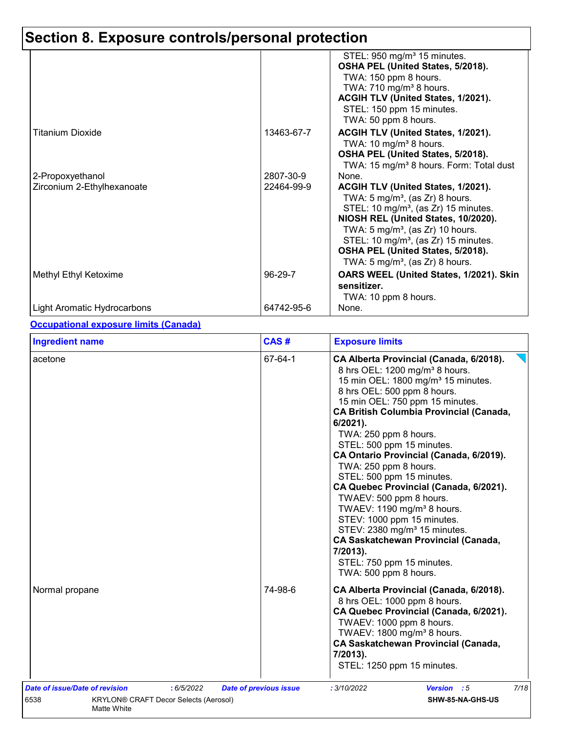# Section 8. Exposure controls/personal protection

| | | |
|---|---|---|
| | | STEL: 950 mg/m³ 15 minutes.<br>**OSHA PEL (United States, 5/2018).**<br>TWA: 150 ppm 8 hours.<br>TWA: 710 mg/m³ 8 hours.<br>**ACGIH TLV (United States, 1/2021).**<br>STEL: 150 ppm 15 minutes.<br>TWA: 50 ppm 8 hours. |
| Titanium Dioxide | 13463-67-7 | **ACGIH TLV (United States, 1/2021).**<br>TWA: 10 mg/m³ 8 hours.<br>**OSHA PEL (United States, 5/2018).**<br>TWA: 15 mg/m³ 8 hours. Form: Total dust |
| 2-Propoxyethanol | 2807-30-9 | None. |
| Zirconium 2-Ethylhexanoate | 22464-99-9 | **ACGIH TLV (United States, 1/2021).**<br>TWA: 5 mg/m³, (as Zr) 8 hours.<br>STEL: 10 mg/m³, (as Zr) 15 minutes.<br>**NIOSH REL (United States, 10/2020).**<br>TWA: 5 mg/m³, (as Zr) 10 hours.<br>STEL: 10 mg/m³, (as Zr) 15 minutes.<br>**OSHA PEL (United States, 5/2018).**<br>TWA: 5 mg/m³, (as Zr) 8 hours. |
| Methyl Ethyl Ketoxime | 96-29-7 | **OARS WEEL (United States, 1/2021). Skin sensitizer.**<br>TWA: 10 ppm 8 hours. |
| Light Aromatic Hydrocarbons | 64742-95-6 | None. |

**Occupational exposure limits (Canada)**

| Ingredient name | CAS # | Exposure limits |
|---|---|---|
| acetone | 67-64-1 | **CA Alberta Provincial (Canada, 6/2018).**<br>8 hrs OEL: 1200 mg/m³ 8 hours.<br>15 min OEL: 1800 mg/m³ 15 minutes.<br>8 hrs OEL: 500 ppm 8 hours.<br>15 min OEL: 750 ppm 15 minutes.<br>**CA British Columbia Provincial (Canada, 6/2021).**<br>TWA: 250 ppm 8 hours.<br>STEL: 500 ppm 15 minutes.<br>**CA Ontario Provincial (Canada, 6/2019).**<br>TWA: 250 ppm 8 hours.<br>STEL: 500 ppm 15 minutes.<br>**CA Quebec Provincial (Canada, 6/2021).**<br>TWAEV: 500 ppm 8 hours.<br>TWAEV: 1190 mg/m³ 8 hours.<br>STEV: 1000 ppm 15 minutes.<br>STEV: 2380 mg/m³ 15 minutes.<br>**CA Saskatchewan Provincial (Canada, 7/2013).**<br>STEL: 750 ppm 15 minutes.<br>TWA: 500 ppm 8 hours. |
| Normal propane | 74-98-6 | **CA Alberta Provincial (Canada, 6/2018).**<br>8 hrs OEL: 1000 ppm 8 hours.<br>**CA Quebec Provincial (Canada, 6/2021).**<br>TWAEV: 1000 ppm 8 hours.<br>TWAEV: 1800 mg/m³ 8 hours.<br>**CA Saskatchewan Provincial (Canada, 7/2013).**<br>STEL: 1250 ppm 15 minutes. |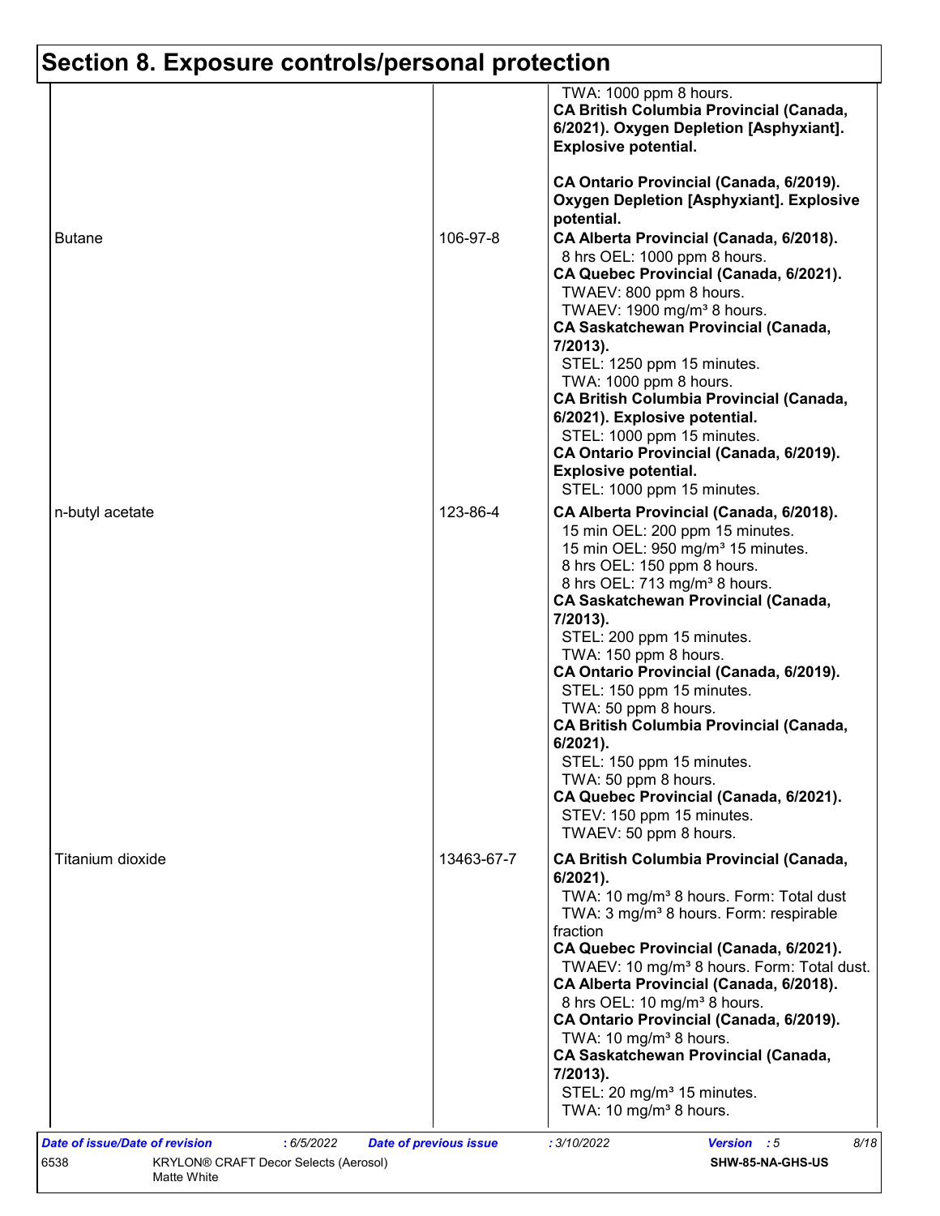## Section 8. Exposure controls/personal protection

| | | |
|---|---|---|
| | | TWA: 1000 ppm 8 hours.<br>**CA British Columbia Provincial (Canada, 6/2021). Oxygen Depletion [Asphyxiant]. Explosive potential.**<br><br>**CA Ontario Provincial (Canada, 6/2019). Oxygen Depletion [Asphyxiant]. Explosive potential.** |
| Butane | 106-97-8 | **CA Alberta Provincial (Canada, 6/2018).**<br>8 hrs OEL: 1000 ppm 8 hours.<br>**CA Quebec Provincial (Canada, 6/2021).**<br>TWAEV: 800 ppm 8 hours.<br>TWAEV: 1900 mg/m³ 8 hours.<br>**CA Saskatchewan Provincial (Canada, 7/2013).**<br>STEL: 1250 ppm 15 minutes.<br>TWA: 1000 ppm 8 hours.<br>**CA British Columbia Provincial (Canada, 6/2021). Explosive potential.**<br>STEL: 1000 ppm 15 minutes.<br>**CA Ontario Provincial (Canada, 6/2019). Explosive potential.**<br>STEL: 1000 ppm 15 minutes. |
| n-butyl acetate | 123-86-4 | **CA Alberta Provincial (Canada, 6/2018).**<br>15 min OEL: 200 ppm 15 minutes.<br>15 min OEL: 950 mg/m³ 15 minutes.<br>8 hrs OEL: 150 ppm 8 hours.<br>8 hrs OEL: 713 mg/m³ 8 hours.<br>**CA Saskatchewan Provincial (Canada, 7/2013).**<br>STEL: 200 ppm 15 minutes.<br>TWA: 150 ppm 8 hours.<br>**CA Ontario Provincial (Canada, 6/2019).**<br>STEL: 150 ppm 15 minutes.<br>TWA: 50 ppm 8 hours.<br>**CA British Columbia Provincial (Canada, 6/2021).**<br>STEL: 150 ppm 15 minutes.<br>TWA: 50 ppm 8 hours.<br>**CA Quebec Provincial (Canada, 6/2021).**<br>STEV: 150 ppm 15 minutes.<br>TWAEV: 50 ppm 8 hours. |
| Titanium dioxide | 13463-67-7 | **CA British Columbia Provincial (Canada, 6/2021).**<br>TWA: 10 mg/m³ 8 hours. Form: Total dust<br>TWA: 3 mg/m³ 8 hours. Form: respirable fraction<br>**CA Quebec Provincial (Canada, 6/2021).**<br>TWAEV: 10 mg/m³ 8 hours. Form: Total dust.<br>**CA Alberta Provincial (Canada, 6/2018).**<br>8 hrs OEL: 10 mg/m³ 8 hours.<br>**CA Ontario Provincial (Canada, 6/2019).**<br>TWA: 10 mg/m³ 8 hours.<br>**CA Saskatchewan Provincial (Canada, 7/2013).**<br>STEL: 20 mg/m³ 15 minutes.<br>TWA: 10 mg/m³ 8 hours. |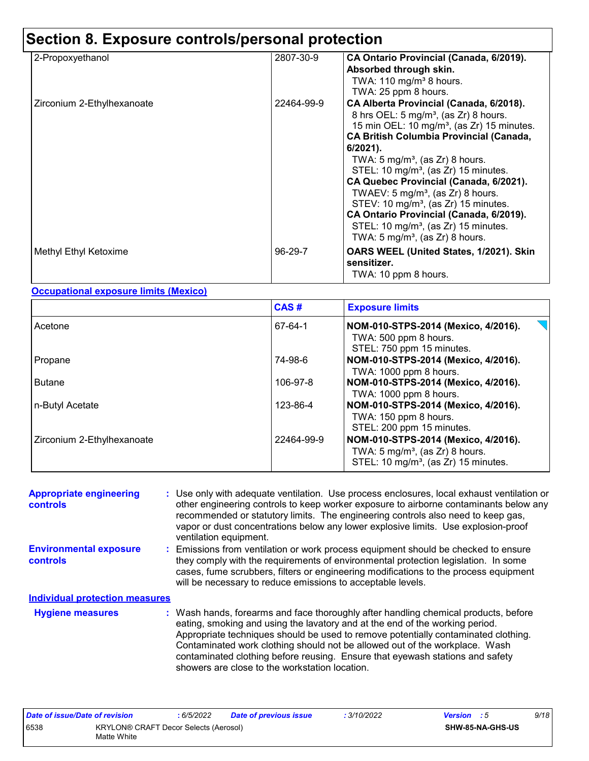# Section 8. Exposure controls/personal protection

| | | |
|---|---|---|
| 2-Propoxyethanol | 2807-30-9 | **CA Ontario Provincial (Canada, 6/2019). Absorbed through skin.**<br>TWA: 110 mg/m³ 8 hours.<br>TWA: 25 ppm 8 hours. |
| Zirconium 2-Ethylhexanoate | 22464-99-9 | **CA Alberta Provincial (Canada, 6/2018).**<br>8 hrs OEL: 5 mg/m³, (as Zr) 8 hours.<br>15 min OEL: 10 mg/m³, (as Zr) 15 minutes.<br>**CA British Columbia Provincial (Canada, 6/2021).**<br>TWA: 5 mg/m³, (as Zr) 8 hours.<br>STEL: 10 mg/m³, (as Zr) 15 minutes.<br>**CA Quebec Provincial (Canada, 6/2021).**<br>TWAEV: 5 mg/m³, (as Zr) 8 hours.<br>STEV: 10 mg/m³, (as Zr) 15 minutes.<br>**CA Ontario Provincial (Canada, 6/2019).**<br>STEL: 10 mg/m³, (as Zr) 15 minutes.<br>TWA: 5 mg/m³, (as Zr) 8 hours. |
| Methyl Ethyl Ketoxime | 96-29-7 | **OARS WEEL (United States, 1/2021). Skin sensitizer.**<br>TWA: 10 ppm 8 hours. |

**Occupational exposure limits (Mexico)**

| | CAS # | Exposure limits |
|---|---|---|
| Acetone | 67-64-1 | **NOM-010-STPS-2014 (Mexico, 4/2016).**<br>TWA: 500 ppm 8 hours.<br>STEL: 750 ppm 15 minutes. |
| Propane | 74-98-6 | **NOM-010-STPS-2014 (Mexico, 4/2016).**<br>TWA: 1000 ppm 8 hours. |
| Butane | 106-97-8 | **NOM-010-STPS-2014 (Mexico, 4/2016).**<br>TWA: 1000 ppm 8 hours. |
| n-Butyl Acetate | 123-86-4 | **NOM-010-STPS-2014 (Mexico, 4/2016).**<br>TWA: 150 ppm 8 hours.<br>STEL: 200 ppm 15 minutes. |
| Zirconium 2-Ethylhexanoate | 22464-99-9 | **NOM-010-STPS-2014 (Mexico, 4/2016).**<br>TWA: 5 mg/m³, (as Zr) 8 hours.<br>STEL: 10 mg/m³, (as Zr) 15 minutes. |

**Appropriate engineering controls** : Use only with adequate ventilation. Use process enclosures, local exhaust ventilation or other engineering controls to keep worker exposure to airborne contaminants below any recommended or statutory limits. The engineering controls also need to keep gas, vapor or dust concentrations below any lower explosive limits. Use explosion-proof ventilation equipment.

**Environmental exposure controls** : Emissions from ventilation or work process equipment should be checked to ensure they comply with the requirements of environmental protection legislation. In some cases, fume scrubbers, filters or engineering modifications to the process equipment will be necessary to reduce emissions to acceptable levels.

**Individual protection measures**

**Hygiene measures** : Wash hands, forearms and face thoroughly after handling chemical products, before eating, smoking and using the lavatory and at the end of the working period. Appropriate techniques should be used to remove potentially contaminated clothing. Contaminated work clothing should not be allowed out of the workplace. Wash contaminated clothing before reusing. Ensure that eyewash stations and safety showers are close to the workstation location.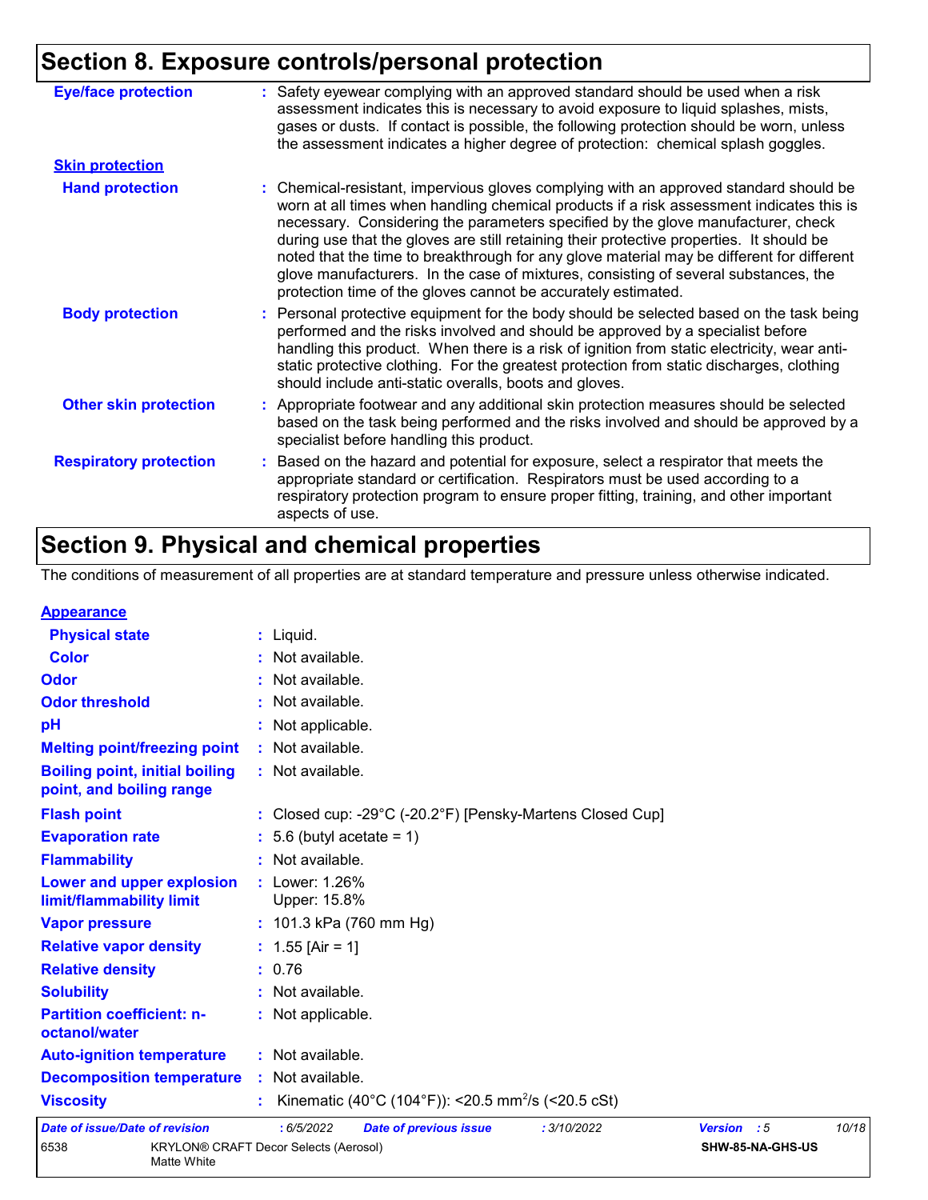## Section 8. Exposure controls/personal protection

**Eye/face protection** : Safety eyewear complying with an approved standard should be used when a risk assessment indicates this is necessary to avoid exposure to liquid splashes, mists, gases or dusts. If contact is possible, the following protection should be worn, unless the assessment indicates a higher degree of protection: chemical splash goggles.

**Skin protection**

**Hand protection** : Chemical-resistant, impervious gloves complying with an approved standard should be worn at all times when handling chemical products if a risk assessment indicates this is necessary. Considering the parameters specified by the glove manufacturer, check during use that the gloves are still retaining their protective properties. It should be noted that the time to breakthrough for any glove material may be different for different glove manufacturers. In the case of mixtures, consisting of several substances, the protection time of the gloves cannot be accurately estimated.

**Body protection** : Personal protective equipment for the body should be selected based on the task being performed and the risks involved and should be approved by a specialist before handling this product. When there is a risk of ignition from static electricity, wear anti-static protective clothing. For the greatest protection from static discharges, clothing should include anti-static overalls, boots and gloves.

**Other skin protection** : Appropriate footwear and any additional skin protection measures should be selected based on the task being performed and the risks involved and should be approved by a specialist before handling this product.

**Respiratory protection** : Based on the hazard and potential for exposure, select a respirator that meets the appropriate standard or certification. Respirators must be used according to a respiratory protection program to ensure proper fitting, training, and other important aspects of use.

## Section 9. Physical and chemical properties

The conditions of measurement of all properties are at standard temperature and pressure unless otherwise indicated.

**Appearance**

| Property | Value |
|---|---|
| Physical state | Liquid. |
| Color | Not available. |
| Odor | Not available. |
| Odor threshold | Not available. |
| pH | Not applicable. |
| Melting point/freezing point | Not available. |
| Boiling point, initial boiling point, and boiling range | Not available. |
| Flash point | Closed cup: -29°C (-20.2°F) [Pensky-Martens Closed Cup] |
| Evaporation rate | 5.6 (butyl acetate = 1) |
| Flammability | Not available. |
| Lower and upper explosion limit/flammability limit | Lower: 1.26%<br>Upper: 15.8% |
| Vapor pressure | 101.3 kPa (760 mm Hg) |
| Relative vapor density | 1.55 [Air = 1] |
| Relative density | 0.76 |
| Solubility | Not available. |
| Partition coefficient: n-octanol/water | Not applicable. |
| Auto-ignition temperature | Not available. |
| Decomposition temperature | Not available. |
| Viscosity | Kinematic (40°C (104°F)): <20.5 $mm^2/s$ (<20.5 cSt) |

*Date of issue/Date of revision* : 6/5/2022 *Date of previous issue* : 3/10/2022 *Version* : 5

6538 KRYLON® CRAFT Decor Selects (Aerosol) Matte White SHW-85-NA-GHS-US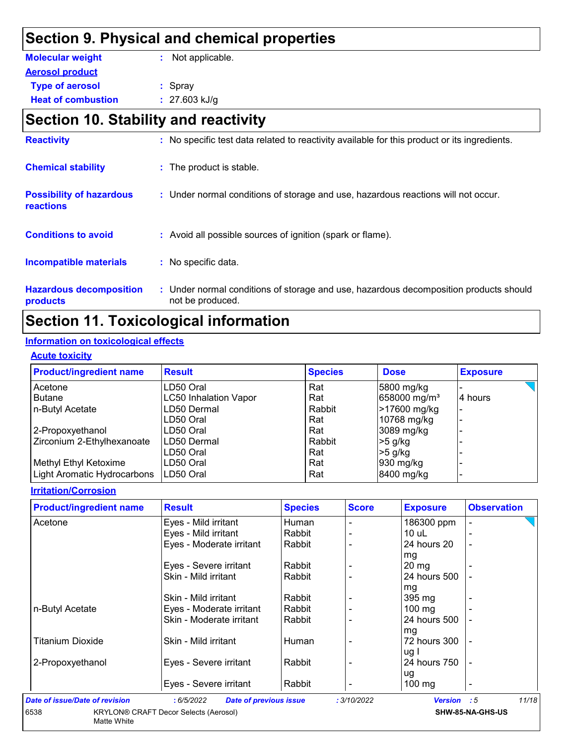## Section 9. Physical and chemical properties

**Molecular weight** : Not applicable.

**Aerosol product**

**Type of aerosol** : Spray

**Heat of combustion** : 27.603 kJ/g

## Section 10. Stability and reactivity

**Reactivity** : No specific test data related to reactivity available for this product or its ingredients.

**Chemical stability** : The product is stable.

**Possibility of hazardous reactions** : Under normal conditions of storage and use, hazardous reactions will not occur.

**Conditions to avoid** : Avoid all possible sources of ignition (spark or flame).

**Incompatible materials** : No specific data.

**Hazardous decomposition products** : Under normal conditions of storage and use, hazardous decomposition products should not be produced.

## Section 11. Toxicological information

### Information on toxicological effects

#### Acute toxicity

| Product/ingredient name | Result | Species | Dose | Exposure |
|---|---|---|---|---|
| Acetone | LD50 Oral | Rat | 5800 mg/kg | - |
| Butane | LC50 Inhalation Vapor | Rat | 658000 mg/m³ | 4 hours |
| n-Butyl Acetate | LD50 Dermal | Rabbit | >17600 mg/kg | - |
| | LD50 Oral | Rat | 10768 mg/kg | - |
| 2-Propoxyethanol | LD50 Oral | Rat | 3089 mg/kg | - |
| Zirconium 2-Ethylhexanoate | LD50 Dermal | Rabbit | >5 g/kg | - |
| | LD50 Oral | Rat | >5 g/kg | - |
| Methyl Ethyl Ketoxime | LD50 Oral | Rat | 930 mg/kg | - |
| Light Aromatic Hydrocarbons | LD50 Oral | Rat | 8400 mg/kg | - |

#### Irritation/Corrosion

| Product/ingredient name | Result | Species | Score | Exposure | Observation |
|---|---|---|---|---|---|
| Acetone | Eyes - Mild irritant | Human | - | 186300 ppm | - |
| | Eyes - Mild irritant | Rabbit | - | 10 uL | - |
| | Eyes - Moderate irritant | Rabbit | - | 24 hours 20 mg | - |
| | Eyes - Severe irritant | Rabbit | - | 20 mg | - |
| | Skin - Mild irritant | Rabbit | - | 24 hours 500 mg | - |
| | Skin - Mild irritant | Rabbit | - | 395 mg | - |
| n-Butyl Acetate | Eyes - Moderate irritant | Rabbit | - | 100 mg | - |
| | Skin - Moderate irritant | Rabbit | - | 24 hours 500 mg | - |
| Titanium Dioxide | Skin - Mild irritant | Human | - | 72 hours 300 ug I | - |
| 2-Propoxyethanol | Eyes - Severe irritant | Rabbit | - | 24 hours 750 ug | - |
| | Eyes - Severe irritant | Rabbit | - | 100 mg | - |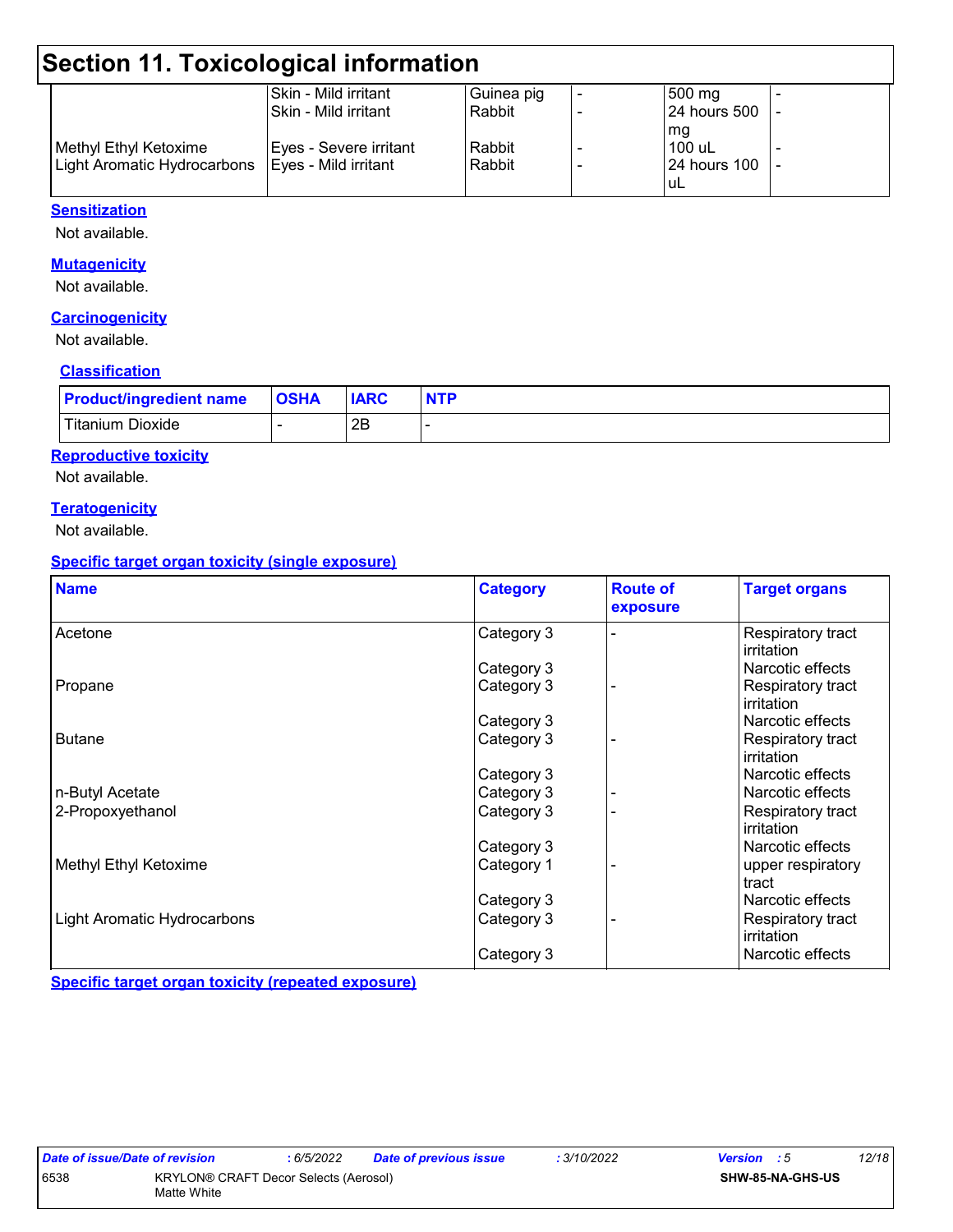## Section 11. Toxicological information

| | | | | | |
|---|---|---|---|---|---|
| | Skin - Mild irritant | Guinea pig | - | 500 mg | - |
| | Skin - Mild irritant | Rabbit | - | 24 hours 500 mg | - |
| Methyl Ethyl Ketoxime | Eyes - Severe irritant | Rabbit | - | 100 uL | - |
| Light Aromatic Hydrocarbons | Eyes - Mild irritant | Rabbit | - | 24 hours 100 uL | - |

**Sensitization**

Not available.

**Mutagenicity**

Not available.

**Carcinogenicity**

Not available.

**Classification**

| Product/ingredient name | OSHA | IARC | NTP |
|---|---|---|---|
| Titanium Dioxide | - | 2B | - |

**Reproductive toxicity**

Not available.

**Teratogenicity**

Not available.

**Specific target organ toxicity (single exposure)**

| Name | Category | Route of exposure | Target organs |
|---|---|---|---|
| Acetone | Category 3 | - | Respiratory tract irritation |
| | Category 3 | | Narcotic effects |
| Propane | Category 3 | - | Respiratory tract irritation |
| | Category 3 | | Narcotic effects |
| Butane | Category 3 | - | Respiratory tract irritation |
| | Category 3 | | Narcotic effects |
| n-Butyl Acetate | Category 3 | - | Narcotic effects |
| 2-Propoxyethanol | Category 3 | - | Respiratory tract irritation |
| | Category 3 | | Narcotic effects |
| Methyl Ethyl Ketoxime | Category 1 | - | upper respiratory tract |
| | Category 3 | | Narcotic effects |
| Light Aromatic Hydrocarbons | Category 3 | - | Respiratory tract irritation |
| | Category 3 | | Narcotic effects |

**Specific target organ toxicity (repeated exposure)**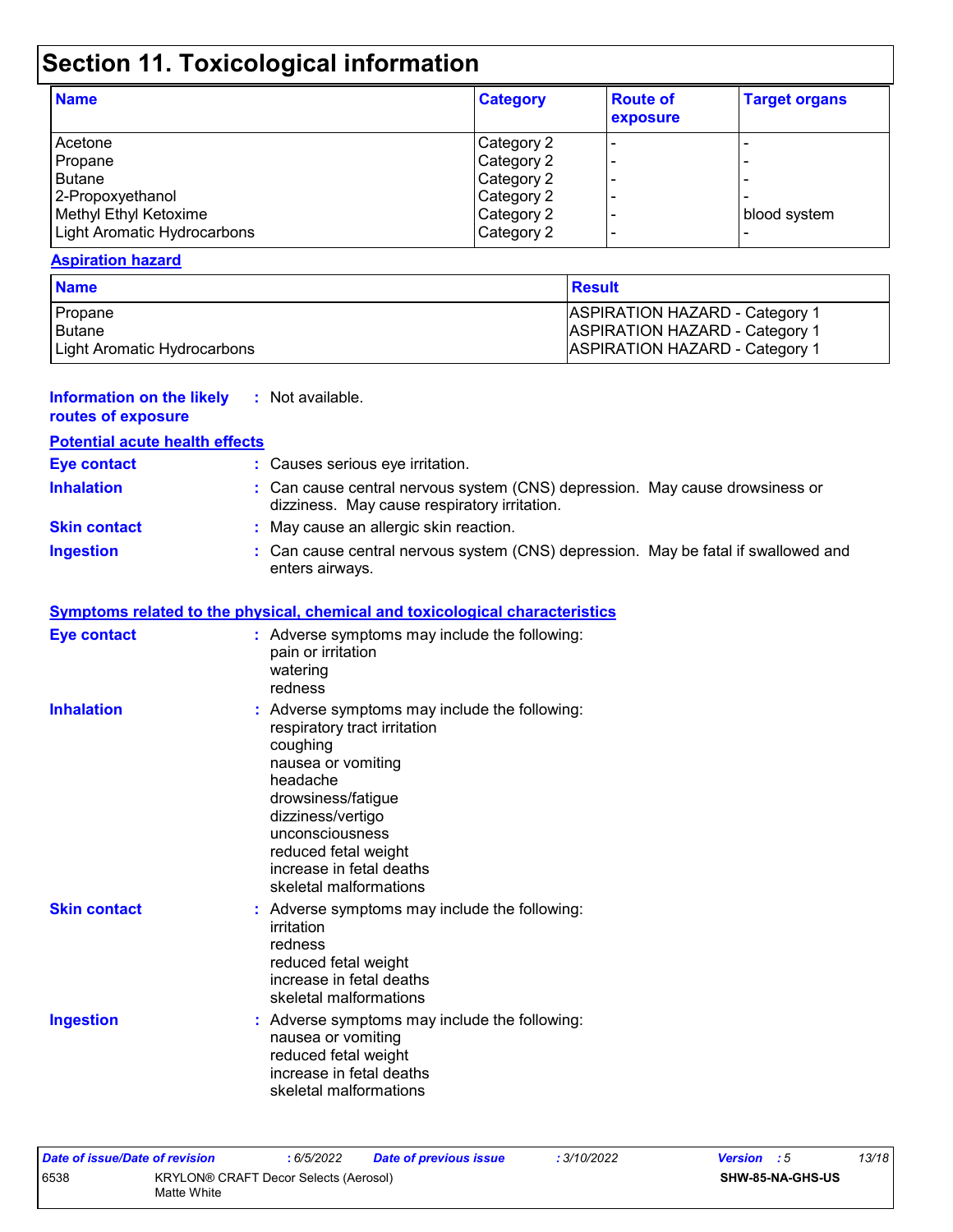# Section 11. Toxicological information

| Name | Category | Route of exposure | Target organs |
|---|---|---|---|
| Acetone | Category 2 | - | - |
| Propane | Category 2 | - | - |
| Butane | Category 2 | - | - |
| 2-Propoxyethanol | Category 2 | - | - |
| Methyl Ethyl Ketoxime | Category 2 | - | blood system |
| Light Aromatic Hydrocarbons | Category 2 | - | - |

**Aspiration hazard**

| Name | Result |
|---|---|
| Propane | ASPIRATION HAZARD - Category 1 |
| Butane | ASPIRATION HAZARD - Category 1 |
| Light Aromatic Hydrocarbons | ASPIRATION HAZARD - Category 1 |

**Information on the likely routes of exposure** : Not available.

**Potential acute health effects**

**Eye contact** : Causes serious eye irritation.

**Inhalation** : Can cause central nervous system (CNS) depression. May cause drowsiness or dizziness. May cause respiratory irritation.

**Skin contact** : May cause an allergic skin reaction.

**Ingestion** : Can cause central nervous system (CNS) depression. May be fatal if swallowed and enters airways.

**Symptoms related to the physical, chemical and toxicological characteristics**

**Eye contact** : Adverse symptoms may include the following:
pain or irritation
watering
redness

**Inhalation** : Adverse symptoms may include the following:
respiratory tract irritation
coughing
nausea or vomiting
headache
drowsiness/fatigue
dizziness/vertigo
unconsciousness
reduced fetal weight
increase in fetal deaths
skeletal malformations

**Skin contact** : Adverse symptoms may include the following:
irritation
redness
reduced fetal weight
increase in fetal deaths
skeletal malformations

**Ingestion** : Adverse symptoms may include the following:
nausea or vomiting
reduced fetal weight
increase in fetal deaths
skeletal malformations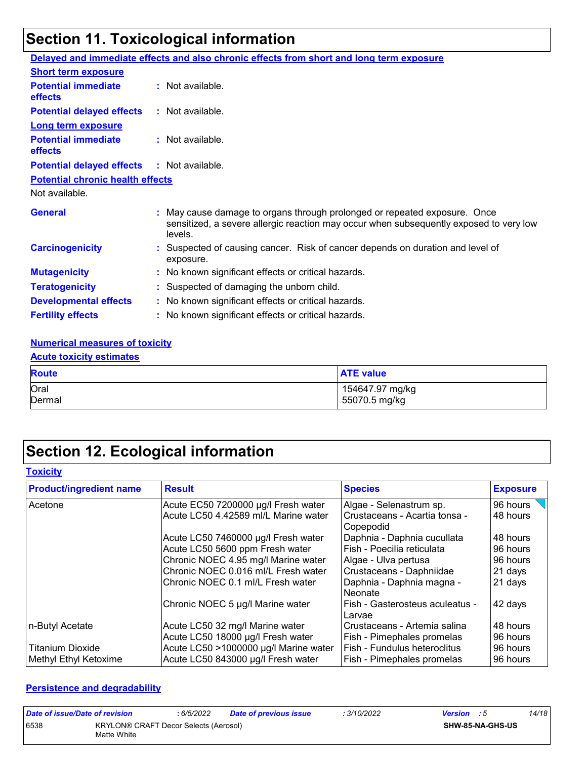# Section 11. Toxicological information

**Delayed and immediate effects and also chronic effects from short and long term exposure**

**Short term exposure**

**Potential immediate effects** : Not available.

**Potential delayed effects** : Not available.

**Long term exposure**

**Potential immediate effects** : Not available.

**Potential delayed effects** : Not available.

**Potential chronic health effects**

Not available.

**General** : May cause damage to organs through prolonged or repeated exposure. Once sensitized, a severe allergic reaction may occur when subsequently exposed to very low levels.

**Carcinogenicity** : Suspected of causing cancer. Risk of cancer depends on duration and level of exposure.

**Mutagenicity** : No known significant effects or critical hazards.

**Teratogenicity** : Suspected of damaging the unborn child.

**Developmental effects** : No known significant effects or critical hazards.

**Fertility effects** : No known significant effects or critical hazards.

**Numerical measures of toxicity**

**Acute toxicity estimates**

| Route | ATE value |
|---|---|
| Oral | 154647.97 mg/kg |
| Dermal | 55070.5 mg/kg |

# Section 12. Ecological information

**Toxicity**

| Product/ingredient name | Result | Species | Exposure |
|---|---|---|---|
| Acetone | Acute EC50 7200000 µg/l Fresh water | Algae - Selenastrum sp. | 96 hours |
| | Acute LC50 4.42589 ml/L Marine water | Crustaceans - Acartia tonsa - Copepodid | 48 hours |
| | Acute LC50 7460000 µg/l Fresh water | Daphnia - Daphnia cucullata | 48 hours |
| | Acute LC50 5600 ppm Fresh water | Fish - Poecilia reticulata | 96 hours |
| | Chronic NOEC 4.95 mg/l Marine water | Algae - Ulva pertusa | 96 hours |
| | Chronic NOEC 0.016 ml/L Fresh water | Crustaceans - Daphniidae | 21 days |
| | Chronic NOEC 0.1 ml/L Fresh water | Daphnia - Daphnia magna - Neonate | 21 days |
| | Chronic NOEC 5 µg/l Marine water | Fish - Gasterosteus aculeatus - Larvae | 42 days |
| n-Butyl Acetate | Acute LC50 32 mg/l Marine water | Crustaceans - Artemia salina | 48 hours |
| | Acute LC50 18000 µg/l Fresh water | Fish - Pimephales promelas | 96 hours |
| Titanium Dioxide | Acute LC50 >1000000 µg/l Marine water | Fish - Fundulus heteroclitus | 96 hours |
| Methyl Ethyl Ketoxime | Acute LC50 843000 µg/l Fresh water | Fish - Pimephales promelas | 96 hours |

**Persistence and degradability**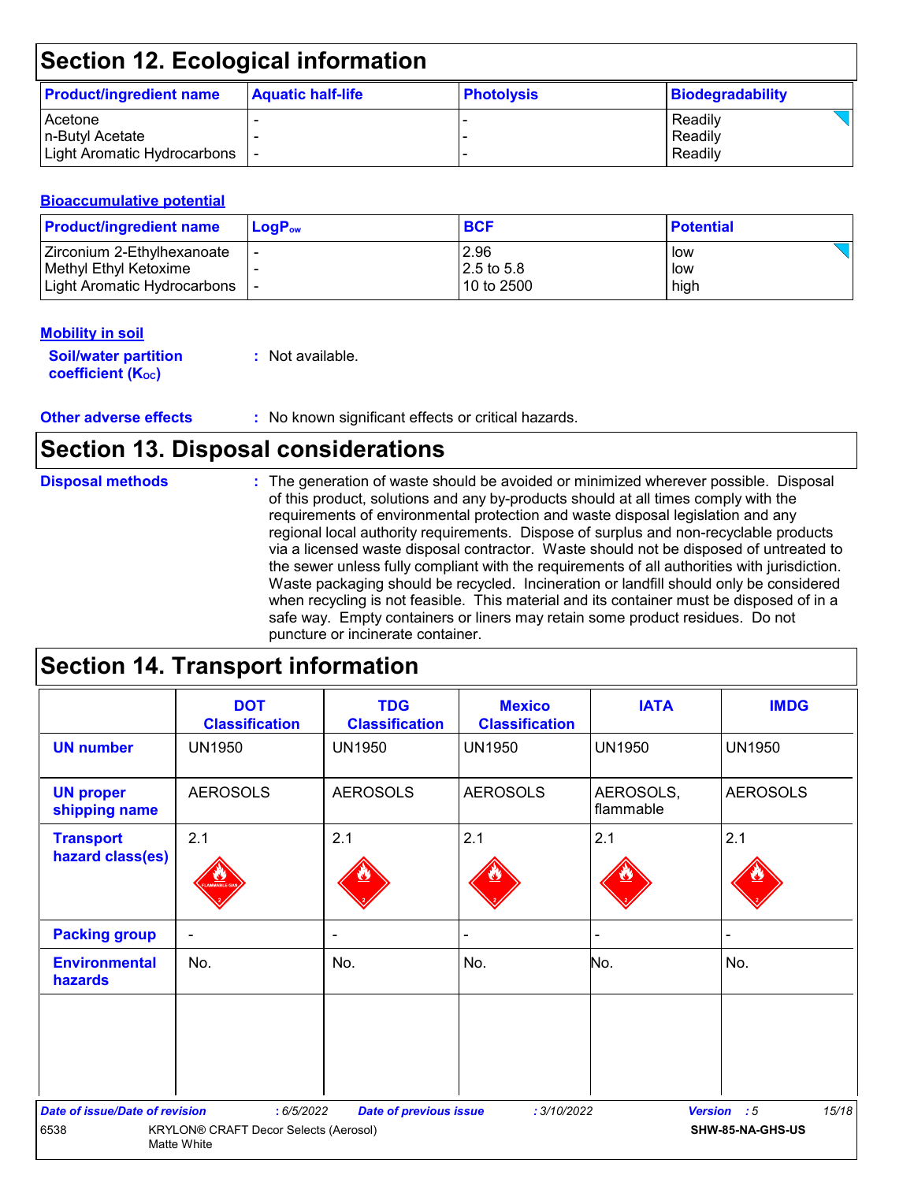## Section 12. Ecological information

| Product/ingredient name | Aquatic half-life | Photolysis | Biodegradability |
|---|---|---|---|
| Acetone | - | - | Readily |
| n-Butyl Acetate | - | - | Readily |
| Light Aromatic Hydrocarbons | - | - | Readily |

### Bioaccumulative potential

| Product/ingredient name | $LogP_{ow}$ | BCF | Potential |
|---|---|---|---|
| Zirconium 2-Ethylhexanoate | - | 2.96 | low |
| Methyl Ethyl Ketoxime | - | 2.5 to 5.8 | low |
| Light Aromatic Hydrocarbons | - | 10 to 2500 | high |

### Mobility in soil

**Soil/water partition coefficient ($K_{OC}$)** : Not available.

**Other adverse effects** : No known significant effects or critical hazards.

## Section 13. Disposal considerations

**Disposal methods** : The generation of waste should be avoided or minimized wherever possible. Disposal of this product, solutions and any by-products should at all times comply with the requirements of environmental protection and waste disposal legislation and any regional local authority requirements. Dispose of surplus and non-recyclable products via a licensed waste disposal contractor. Waste should not be disposed of untreated to the sewer unless fully compliant with the requirements of all authorities with jurisdiction. Waste packaging should be recycled. Incineration or landfill should only be considered when recycling is not feasible. This material and its container must be disposed of in a safe way. Empty containers or liners may retain some product residues. Do not puncture or incinerate container.

## Section 14. Transport information

| | DOT Classification | TDG Classification | Mexico Classification | IATA | IMDG |
|---|---|---|---|---|---|
| UN number | UN1950 | UN1950 | UN1950 | UN1950 | UN1950 |
| UN proper shipping name | AEROSOLS | AEROSOLS | AEROSOLS | AEROSOLS, flammable | AEROSOLS |
| Transport hazard class(es) | 2.1 | 2.1 | 2.1 | 2.1 | 2.1 |
| Packing group | - | - | - | - | - |
| Environmental hazards | No. | No. | No. | No. | No. |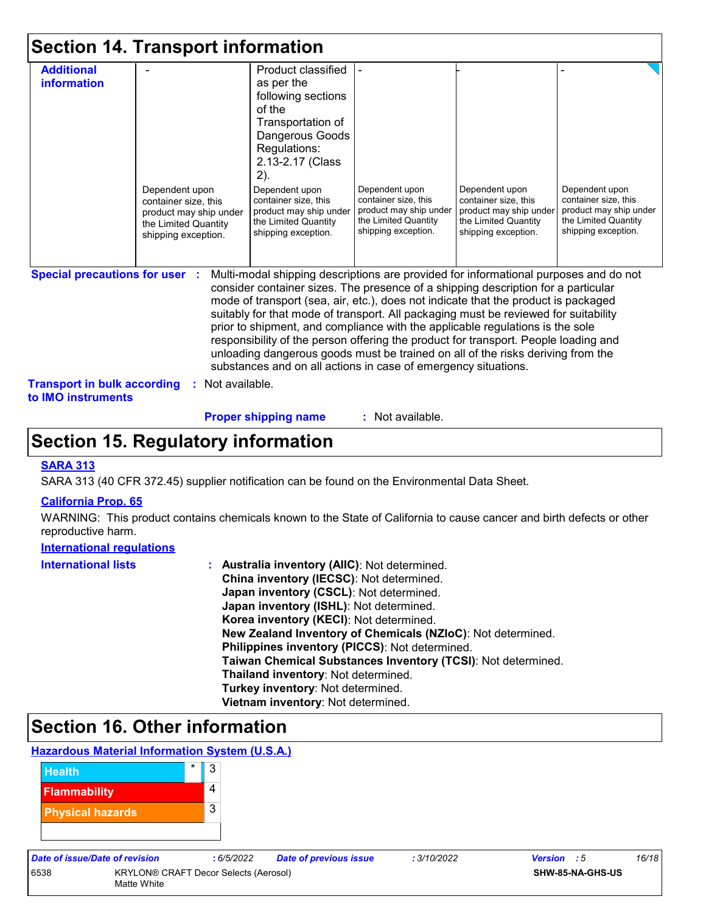# Section 14. Transport information

| Additional information | - | Product classified as per the following sections of the Transportation of Dangerous Goods Regulations: 2.13-2.17 (Class 2). | - | - | - |
|---|---|---|---|---|---|
| | Dependent upon container size, this product may ship under the Limited Quantity shipping exception. | Dependent upon container size, this product may ship under the Limited Quantity shipping exception. | Dependent upon container size, this product may ship under the Limited Quantity shipping exception. | Dependent upon container size, this product may ship under the Limited Quantity shipping exception. | Dependent upon container size, this product may ship under the Limited Quantity shipping exception. |

**Special precautions for user** : Multi-modal shipping descriptions are provided for informational purposes and do not consider container sizes. The presence of a shipping description for a particular mode of transport (sea, air, etc.), does not indicate that the product is packaged suitably for that mode of transport. All packaging must be reviewed for suitability prior to shipment, and compliance with the applicable regulations is the sole responsibility of the person offering the product for transport. People loading and unloading dangerous goods must be trained on all of the risks deriving from the substances and on all actions in case of emergency situations.

**Transport in bulk according to IMO instruments** : Not available.

**Proper shipping name** : Not available.

# Section 15. Regulatory information

**SARA 313**

SARA 313 (40 CFR 372.45) supplier notification can be found on the Environmental Data Sheet.

**California Prop. 65**

WARNING: This product contains chemicals known to the State of California to cause cancer and birth defects or other reproductive harm.

**International regulations**

**International lists** :
**Australia inventory (AIIC)**: Not determined.
**China inventory (IECSC)**: Not determined.
**Japan inventory (CSCL)**: Not determined.
**Japan inventory (ISHL)**: Not determined.
**Korea inventory (KECI)**: Not determined.
**New Zealand Inventory of Chemicals (NZIoC)**: Not determined.
**Philippines inventory (PICCS)**: Not determined.
**Taiwan Chemical Substances Inventory (TCSI)**: Not determined.
**Thailand inventory**: Not determined.
**Turkey inventory**: Not determined.
**Vietnam inventory**: Not determined.

# Section 16. Other information

**Hazardous Material Information System (U.S.A.)**

| | | |
|---|---|---|
| Health | * | 3 |
| Flammability | | 4 |
| Physical hazards | | 3 |
| | | |

| Date of issue/Date of revision | : 6/5/2022 | Date of previous issue | : 3/10/2022 | Version : 5 |
|---|---|---|---|---|
| 6538 | KRYLON® CRAFT Decor Selects (Aerosol) Matte White | | | SHW-85-NA-GHS-US |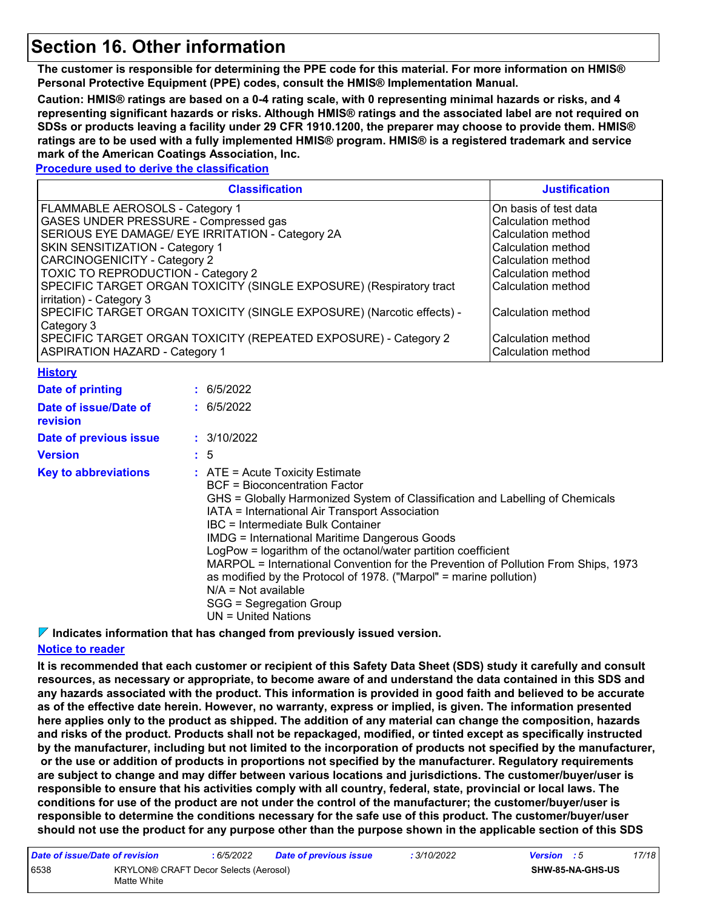# Section 16. Other information

**The customer is responsible for determining the PPE code for this material. For more information on HMIS® Personal Protective Equipment (PPE) codes, consult the HMIS® Implementation Manual.**

**Caution: HMIS® ratings are based on a 0-4 rating scale, with 0 representing minimal hazards or risks, and 4 representing significant hazards or risks. Although HMIS® ratings and the associated label are not required on SDSs or products leaving a facility under 29 CFR 1910.1200, the preparer may choose to provide them. HMIS® ratings are to be used with a fully implemented HMIS® program. HMIS® is a registered trademark and service mark of the American Coatings Association, Inc.**

**Procedure used to derive the classification**

| Classification | Justification |
|---|---|
| FLAMMABLE AEROSOLS - Category 1 | On basis of test data |
| GASES UNDER PRESSURE - Compressed gas | Calculation method |
| SERIOUS EYE DAMAGE/ EYE IRRITATION - Category 2A | Calculation method |
| SKIN SENSITIZATION - Category 1 | Calculation method |
| CARCINOGENICITY - Category 2 | Calculation method |
| TOXIC TO REPRODUCTION - Category 2 | Calculation method |
| SPECIFIC TARGET ORGAN TOXICITY (SINGLE EXPOSURE) (Respiratory tract irritation) - Category 3 | Calculation method |
| SPECIFIC TARGET ORGAN TOXICITY (SINGLE EXPOSURE) (Narcotic effects) - Category 3 | Calculation method |
| SPECIFIC TARGET ORGAN TOXICITY (REPEATED EXPOSURE) - Category 2 | Calculation method |
| ASPIRATION HAZARD - Category 1 | Calculation method |

**History**

**Date of printing** : 6/5/2022

**Date of issue/Date of revision** : 6/5/2022

**Date of previous issue** : 3/10/2022

**Version** : 5

**Key to abbreviations** :
ATE = Acute Toxicity Estimate
BCF = Bioconcentration Factor
GHS = Globally Harmonized System of Classification and Labelling of Chemicals
IATA = International Air Transport Association
IBC = Intermediate Bulk Container
IMDG = International Maritime Dangerous Goods
LogPow = logarithm of the octanol/water partition coefficient
MARPOL = International Convention for the Prevention of Pollution From Ships, 1973 as modified by the Protocol of 1978. ("Marpol" = marine pollution)
N/A = Not available
SGG = Segregation Group
UN = United Nations

**Indicates information that has changed from previously issued version.**

**Notice to reader**

**It is recommended that each customer or recipient of this Safety Data Sheet (SDS) study it carefully and consult resources, as necessary or appropriate, to become aware of and understand the data contained in this SDS and any hazards associated with the product. This information is provided in good faith and believed to be accurate as of the effective date herein. However, no warranty, express or implied, is given. The information presented here applies only to the product as shipped. The addition of any material can change the composition, hazards and risks of the product. Products shall not be repackaged, modified, or tinted except as specifically instructed by the manufacturer, including but not limited to the incorporation of products not specified by the manufacturer, or the use or addition of products in proportions not specified by the manufacturer. Regulatory requirements are subject to change and may differ between various locations and jurisdictions. The customer/buyer/user is responsible to ensure that his activities comply with all country, federal, state, provincial or local laws. The conditions for use of the product are not under the control of the manufacturer; the customer/buyer/user is responsible to determine the conditions necessary for the safe use of this product. The customer/buyer/user should not use the product for any purpose other than the purpose shown in the applicable section of this SDS**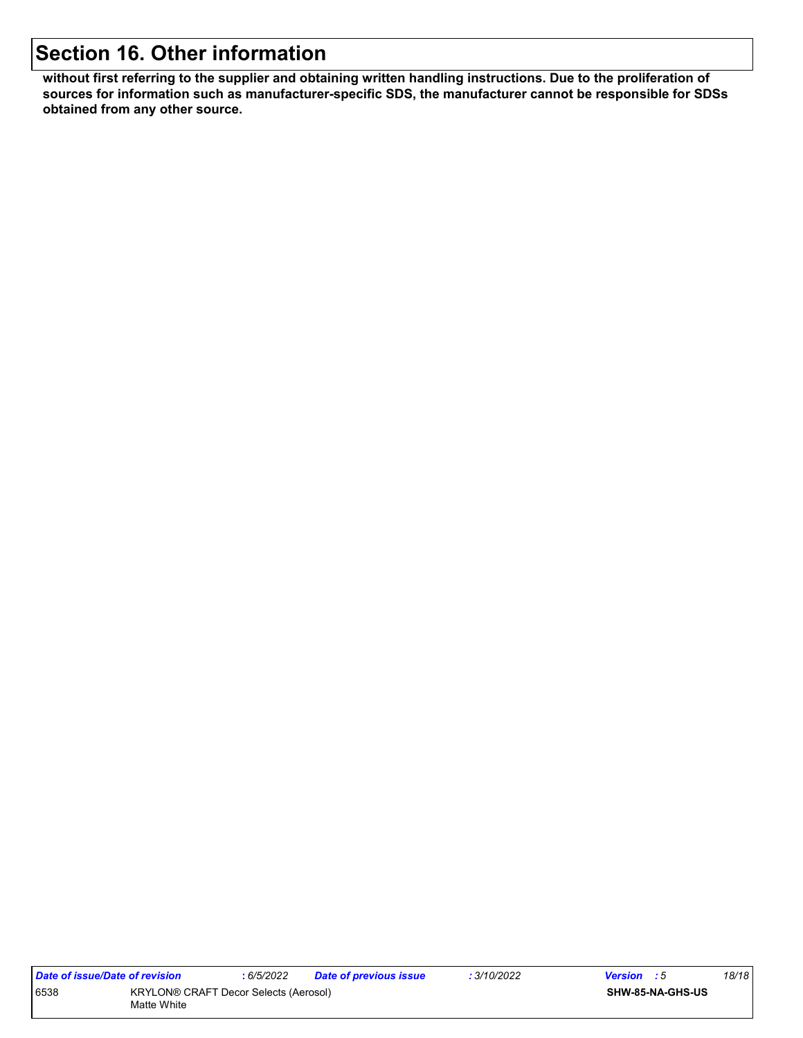# Section 16. Other information

**without first referring to the supplier and obtaining written handling instructions. Due to the proliferation of sources for information such as manufacturer-specific SDS, the manufacturer cannot be responsible for SDSs obtained from any other source.**